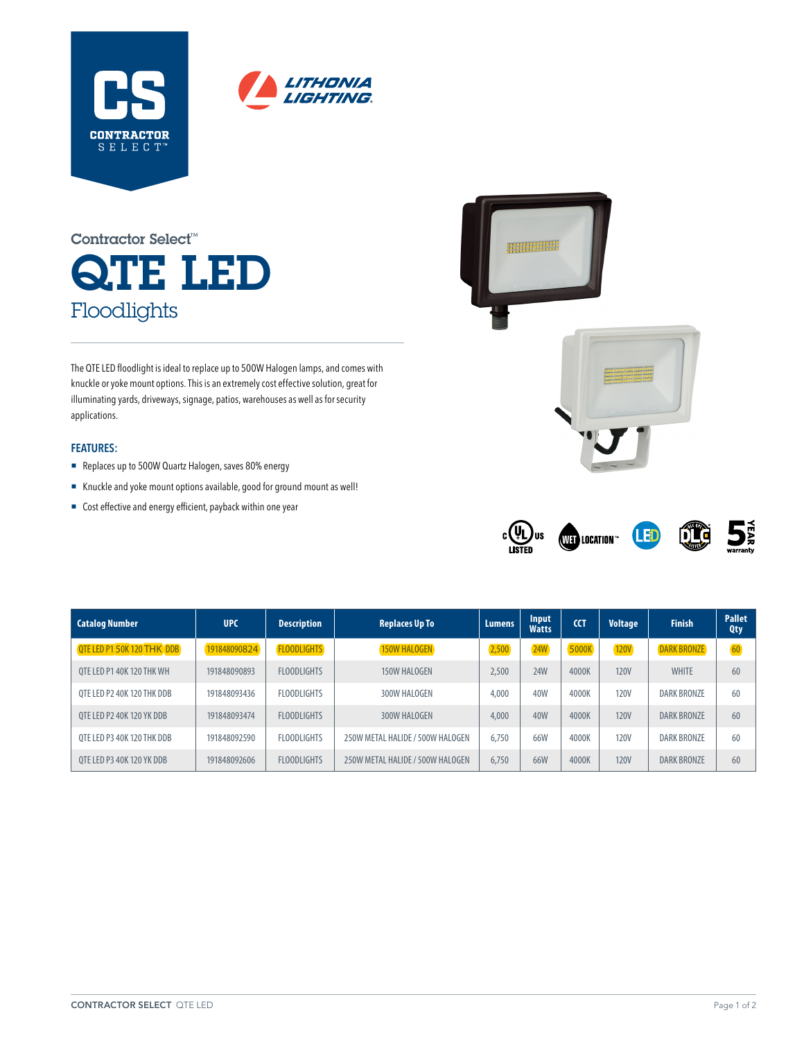CS
CONTRACTOR SELECT™

LITHONIA LIGHTING

Contractor Select™

# QTE LED

## Floodlights

The QTE LED floodlight is ideal to replace up to 500W Halogen lamps, and comes with knuckle or yoke mount options. This is an extremely cost effective solution, great for illuminating yards, driveways, signage, patios, warehouses as well as for security applications.

### FEATURES:

- Replaces up to 500W Quartz Halogen, saves 80% energy
- Knuckle and yoke mount options available, good for ground mount as well!
- Cost effective and energy efficient, payback within one year

c UL us LISTED | WET LOCATION™ | LED | DLC | 5 YEAR warranty

| Catalog Number | UPC | Description | Replaces Up To | Lumens | Input Watts | CCT | Voltage | Finish | Pallet Qty |
|---|---|---|---|---|---|---|---|---|---|
| QTE LED P1 50K 120 THK DDB | 191848090824 | FLOODLIGHTS | 150W HALOGEN | 2,500 | 24W | 5000K | 120V | DARK BRONZE | 60 |
| QTE LED P1 40K 120 THK WH | 191848090893 | FLOODLIGHTS | 150W HALOGEN | 2,500 | 24W | 4000K | 120V | WHITE | 60 |
| QTE LED P2 40K 120 THK DDB | 191848093436 | FLOODLIGHTS | 300W HALOGEN | 4,000 | 40W | 4000K | 120V | DARK BRONZE | 60 |
| QTE LED P2 40K 120 YK DDB | 191848093474 | FLOODLIGHTS | 300W HALOGEN | 4,000 | 40W | 4000K | 120V | DARK BRONZE | 60 |
| QTE LED P3 40K 120 THK DDB | 191848092590 | FLOODLIGHTS | 250W METAL HALIDE / 500W HALOGEN | 6,750 | 66W | 4000K | 120V | DARK BRONZE | 60 |
| QTE LED P3 40K 120 YK DDB | 191848092606 | FLOODLIGHTS | 250W METAL HALIDE / 500W HALOGEN | 6,750 | 66W | 4000K | 120V | DARK BRONZE | 60 |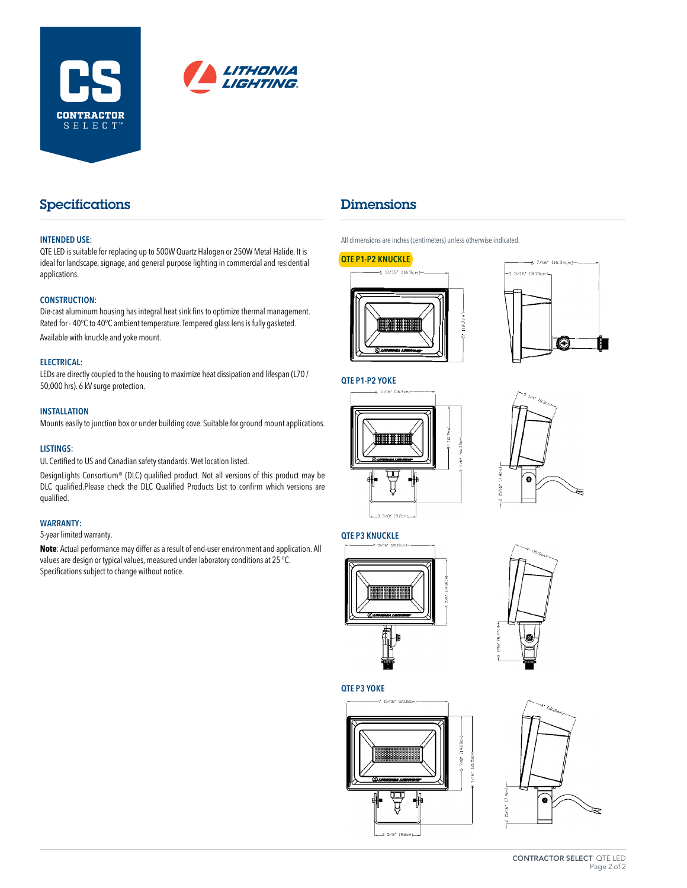## Specifications

**INTENDED USE:**

QTE LED is suitable for replacing up to 500W Quartz Halogen or 250W Metal Halide. It is ideal for landscape, signage, and general purpose lighting in commercial and residential applications.

**CONSTRUCTION:**

Die-cast aluminum housing has integral heat sink fins to optimize thermal management. Rated for - 40°C to 40°C ambient temperature. Tempered glass lens is fully gasketed.

Available with knuckle and yoke mount.

**ELECTRICAL:**

LEDs are directly coupled to the housing to maximize heat dissipation and lifespan (L70 / 50,000 hrs). 6 kV surge protection.

**INSTALLATION**

Mounts easily to junction box or under building cove. Suitable for ground mount applications.

**LISTINGS:**

UL Certified to US and Canadian safety standards. Wet location listed.

DesignLights Consortium® (DLC) qualified product. Not all versions of this product may be DLC qualified.Please check the DLC Qualified Products List to confirm which versions are qualified.

**WARRANTY:**

5-year limited warranty.

**Note**: Actual performance may differ as a result of end-user environment and application. All values are design or typical values, measured under laboratory conditions at 25 °C. Specifications subject to change without notice.

## Dimensions

All dimensions are inches (centimeters) unless otherwise indicated.

**QTE P1-P2 KNUCKLE**

6 11/16" [16.9cm]

5" [12.7cm]

6 7/16" [16.34cm]

3 3/16" [8.13cm]

**QTE P1-P2 YOKE**

6 11/16" [16.9cm]

5" [12.7cm]

5 5/8" [14.35cm]

3 5/8" [9.2cm]

3 1/4" [8.3cm]

2 15/16" [7.4cm]

**QTE P3 KNUCKLE**

7 15/16" [20.18cm]

5 7/8" [14.88cm]

4" [10.16cm]

3 7/16" [8.77cm]

**QTE P3 YOKE**

7 15/16" [20.18cm]

5 7/8" [14.88cm]

8 7/16" [21.51cm]

3 5/8" [9.2cm]

4" [10.16cm]

2 15/16" [7.4cm]